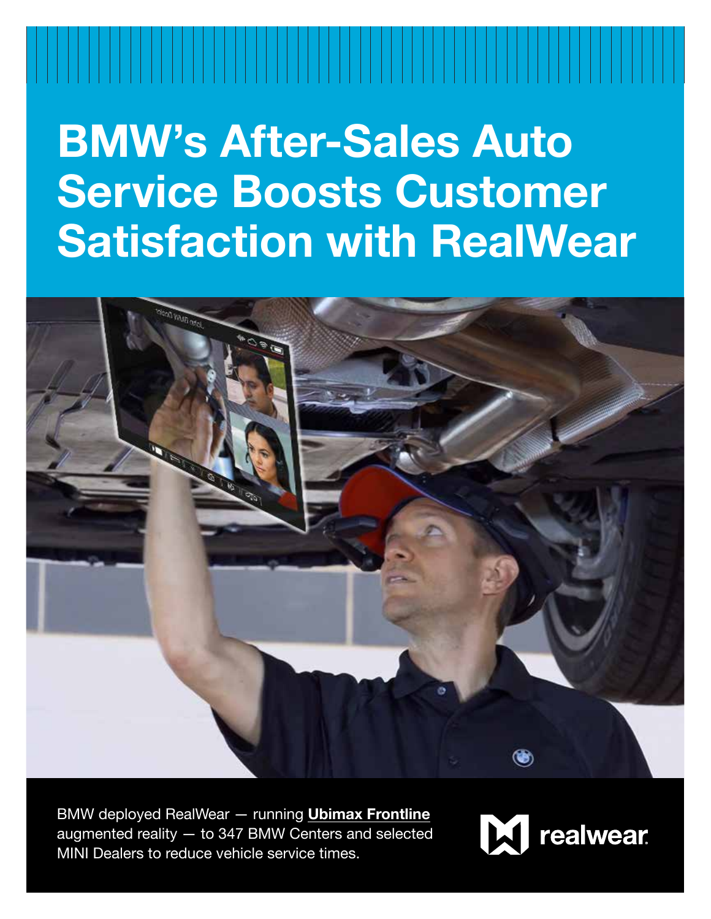# BMW's After-Sales Auto Service Boosts Customer Satisfaction with RealWear

BMW deployed RealWear — running **Ubimax Frontline** augmented reality — to 347 BMW Centers and selected MINI Dealers to reduce vehicle service times.

realwear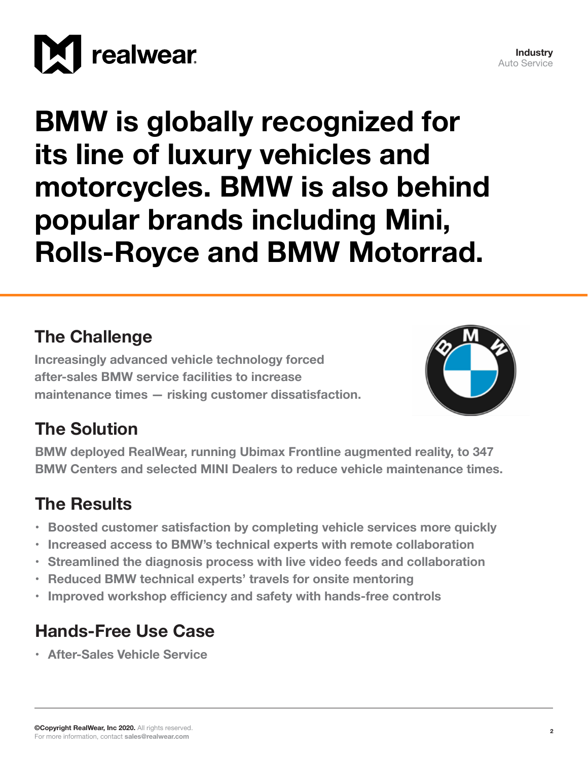**Industry**
Auto Service

# BMW is globally recognized for its line of luxury vehicles and motorcycles. BMW is also behind popular brands including Mini, Rolls-Royce and BMW Motorrad.

## The Challenge

Increasingly advanced vehicle technology forced after-sales BMW service facilities to increase maintenance times — risking customer dissatisfaction.

## The Solution

BMW deployed RealWear, running Ubimax Frontline augmented reality, to 347 BMW Centers and selected MINI Dealers to reduce vehicle maintenance times.

## The Results

- Boosted customer satisfaction by completing vehicle services more quickly
- Increased access to BMW's technical experts with remote collaboration
- Streamlined the diagnosis process with live video feeds and collaboration
- Reduced BMW technical experts' travels for onsite mentoring
- Improved workshop efficiency and safety with hands-free controls

## Hands-Free Use Case

- After-Sales Vehicle Service

**©Copyright RealWear, Inc 2020.** All rights reserved.
For more information, contact **sales@realwear.com**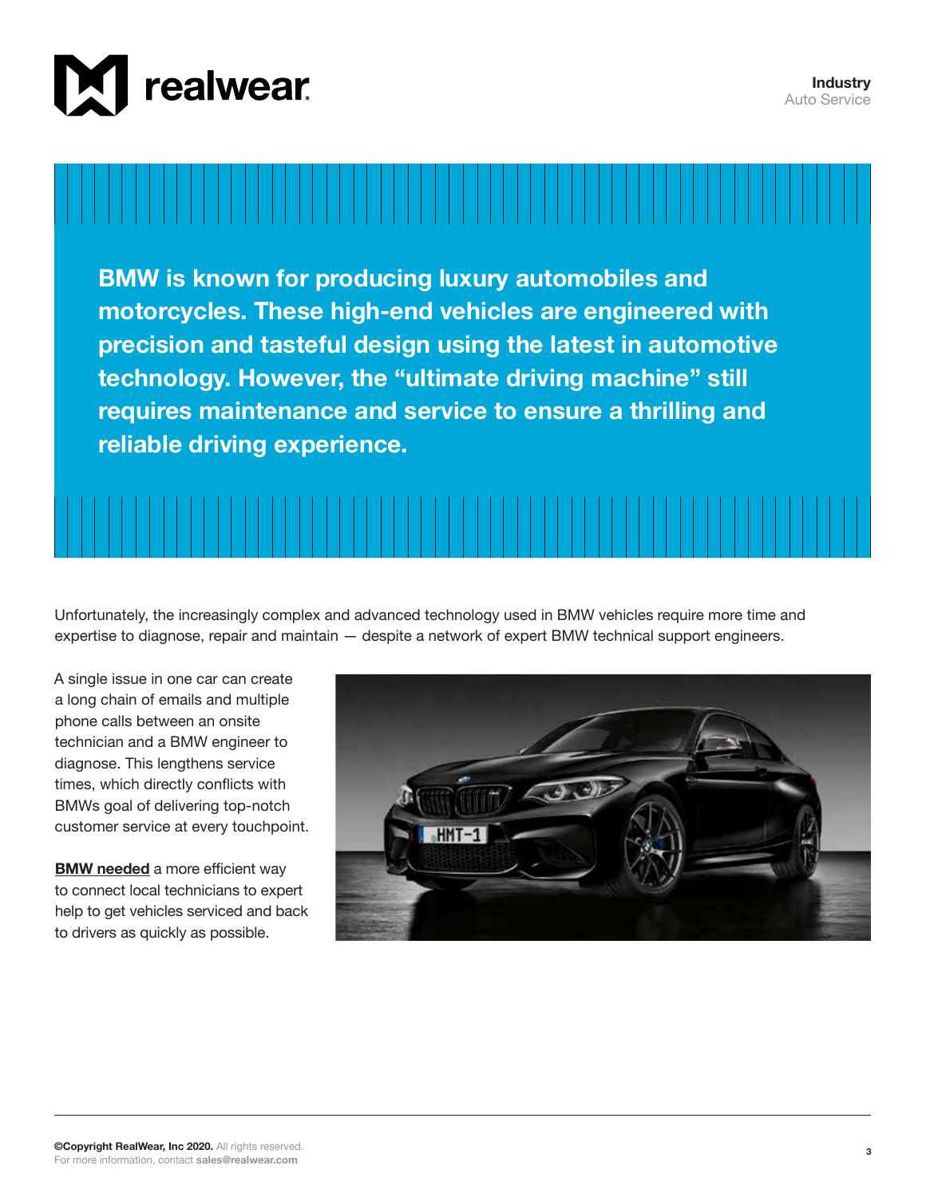**Industry**
Auto Service

**BMW is known for producing luxury automobiles and motorcycles. These high-end vehicles are engineered with precision and tasteful design using the latest in automotive technology. However, the "ultimate driving machine" still requires maintenance and service to ensure a thrilling and reliable driving experience.**

Unfortunately, the increasingly complex and advanced technology used in BMW vehicles require more time and expertise to diagnose, repair and maintain — despite a network of expert BMW technical support engineers.

A single issue in one car can create a long chain of emails and multiple phone calls between an onsite technician and a BMW engineer to diagnose. This lengthens service times, which directly conflicts with BMWs goal of delivering top-notch customer service at every touchpoint.

**BMW needed** a more efficient way to connect local technicians to expert help to get vehicles serviced and back to drivers as quickly as possible.

**©Copyright RealWear, Inc 2020.** All rights reserved.
For more information, contact **sales@realwear.com**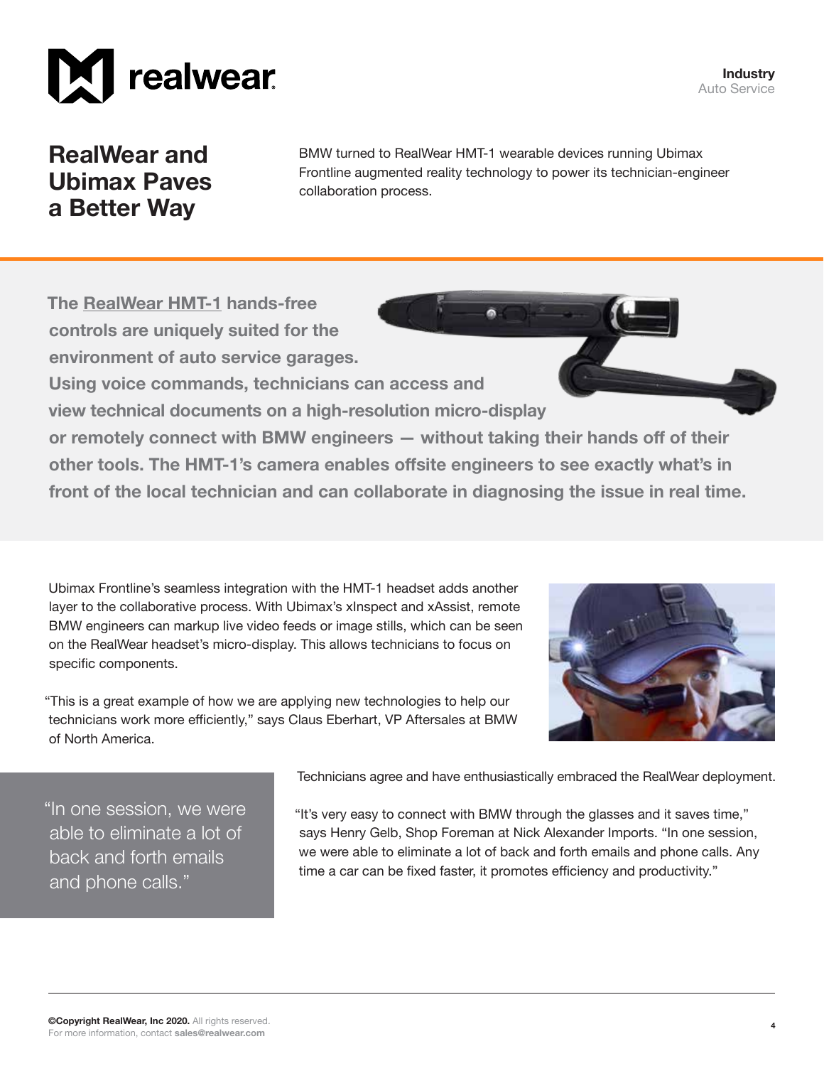Industry
Auto Service

# RealWear and Ubimax Paves a Better Way

BMW turned to RealWear HMT-1 wearable devices running Ubimax Frontline augmented reality technology to power its technician-engineer collaboration process.

**The RealWear HMT-1 hands-free controls are uniquely suited for the environment of auto service garages. Using voice commands, technicians can access and view technical documents on a high-resolution micro-display or remotely connect with BMW engineers — without taking their hands off of their other tools. The HMT-1's camera enables offsite engineers to see exactly what's in front of the local technician and can collaborate in diagnosing the issue in real time.**

Ubimax Frontline's seamless integration with the HMT-1 headset adds another layer to the collaborative process. With Ubimax's xInspect and xAssist, remote BMW engineers can markup live video feeds or image stills, which can be seen on the RealWear headset's micro-display. This allows technicians to focus on specific components.

"This is a great example of how we are applying new technologies to help our technicians work more efficiently," says Claus Eberhart, VP Aftersales at BMW of North America.

> "In one session, we were able to eliminate a lot of back and forth emails and phone calls."

Technicians agree and have enthusiastically embraced the RealWear deployment.

"It's very easy to connect with BMW through the glasses and it saves time," says Henry Gelb, Shop Foreman at Nick Alexander Imports. "In one session, we were able to eliminate a lot of back and forth emails and phone calls. Any time a car can be fixed faster, it promotes efficiency and productivity."

**©Copyright RealWear, Inc 2020.** All rights reserved.
For more information, contact **sales@realwear.com**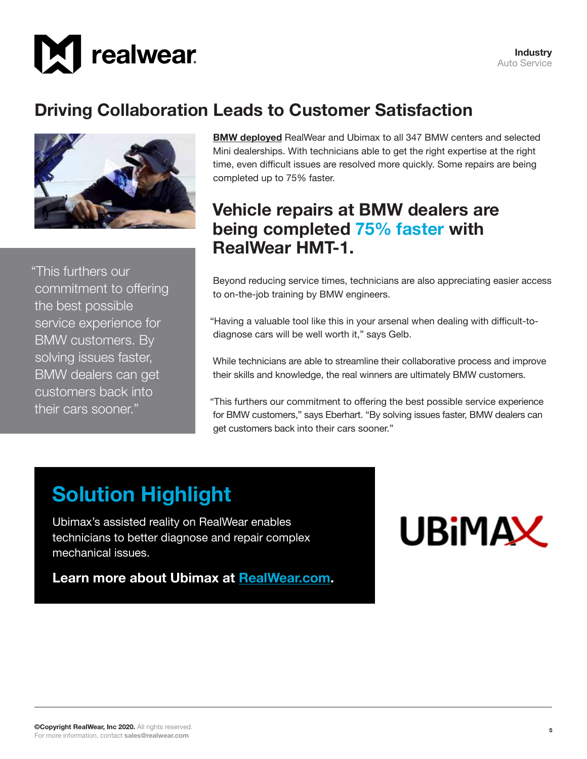**Industry**
Auto Service

# Driving Collaboration Leads to Customer Satisfaction

**BMW deployed** RealWear and Ubimax to all 347 BMW centers and selected Mini dealerships. With technicians able to get the right expertise at the right time, even difficult issues are resolved more quickly. Some repairs are being completed up to 75% faster.

## Vehicle repairs at BMW dealers are being completed 75% faster with RealWear HMT-1.

Beyond reducing service times, technicians are also appreciating easier access to on-the-job training by BMW engineers.

"Having a valuable tool like this in your arsenal when dealing with difficult-to-diagnose cars will be well worth it," says Gelb.

While technicians are able to streamline their collaborative process and improve their skills and knowledge, the real winners are ultimately BMW customers.

"This furthers our commitment to offering the best possible service experience for BMW customers," says Eberhart. "By solving issues faster, BMW dealers can get customers back into their cars sooner."

> "This furthers our commitment to offering the best possible service experience for BMW customers. By solving issues faster, BMW dealers can get customers back into their cars sooner."

## Solution Highlight

Ubimax's assisted reality on RealWear enables technicians to better diagnose and repair complex mechanical issues.

**Learn more about Ubimax at RealWear.com.**

UBiMAX

**©Copyright RealWear, Inc 2020.** All rights reserved.
For more information, contact **sales@realwear.com**